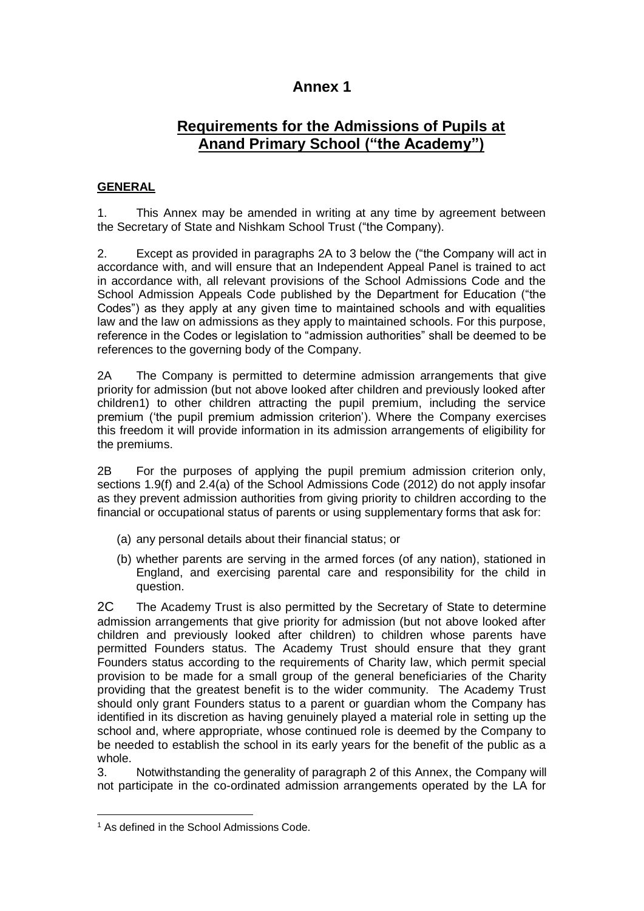# Annex 1

## Requirements for the Admissions of Pupils at Anand Primary School ("the Academy")

**GENERAL**

1. This Annex may be amended in writing at any time by agreement between the Secretary of State and Nishkam School Trust ("the Company).

2. Except as provided in paragraphs 2A to 3 below the ("the Company will act in accordance with, and will ensure that an Independent Appeal Panel is trained to act in accordance with, all relevant provisions of the School Admissions Code and the School Admission Appeals Code published by the Department for Education ("the Codes") as they apply at any given time to maintained schools and with equalities law and the law on admissions as they apply to maintained schools. For this purpose, reference in the Codes or legislation to "admission authorities" shall be deemed to be references to the governing body of the Company.

2A The Company is permitted to determine admission arrangements that give priority for admission (but not above looked after children and previously looked after children[1]) to other children attracting the pupil premium, including the service premium ('the pupil premium admission criterion'). Where the Company exercises this freedom it will provide information in its admission arrangements of eligibility for the premiums.

2B For the purposes of applying the pupil premium admission criterion only, sections 1.9(f) and 2.4(a) of the School Admissions Code (2012) do not apply insofar as they prevent admission authorities from giving priority to children according to the financial or occupational status of parents or using supplementary forms that ask for:

(a) any personal details about their financial status; or

(b) whether parents are serving in the armed forces (of any nation), stationed in England, and exercising parental care and responsibility for the child in question.

2C The Academy Trust is also permitted by the Secretary of State to determine admission arrangements that give priority for admission (but not above looked after children and previously looked after children) to children whose parents have permitted Founders status. The Academy Trust should ensure that they grant Founders status according to the requirements of Charity law, which permit special provision to be made for a small group of the general beneficiaries of the Charity providing that the greatest benefit is to the wider community. The Academy Trust should only grant Founders status to a parent or guardian whom the Company has identified in its discretion as having genuinely played a material role in setting up the school and, where appropriate, whose continued role is deemed by the Company to be needed to establish the school in its early years for the benefit of the public as a whole.

3. Notwithstanding the generality of paragraph 2 of this Annex, the Company will not participate in the co-ordinated admission arrangements operated by the LA for

[1] As defined in the School Admissions Code.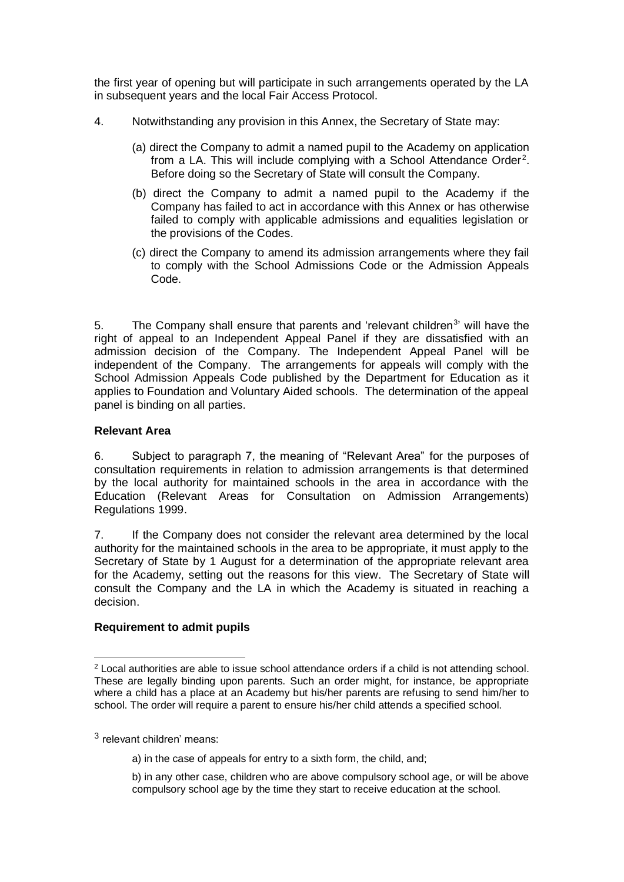the first year of opening but will participate in such arrangements operated by the LA in subsequent years and the local Fair Access Protocol.

4. Notwithstanding any provision in this Annex, the Secretary of State may:

   (a) direct the Company to admit a named pupil to the Academy on application from a LA. This will include complying with a School Attendance Order[2]. Before doing so the Secretary of State will consult the Company.

   (b) direct the Company to admit a named pupil to the Academy if the Company has failed to act in accordance with this Annex or has otherwise failed to comply with applicable admissions and equalities legislation or the provisions of the Codes.

   (c) direct the Company to amend its admission arrangements where they fail to comply with the School Admissions Code or the Admission Appeals Code.

5. The Company shall ensure that parents and 'relevant children[3]' will have the right of appeal to an Independent Appeal Panel if they are dissatisfied with an admission decision of the Company. The Independent Appeal Panel will be independent of the Company. The arrangements for appeals will comply with the School Admission Appeals Code published by the Department for Education as it applies to Foundation and Voluntary Aided schools. The determination of the appeal panel is binding on all parties.

**Relevant Area**

6. Subject to paragraph 7, the meaning of "Relevant Area" for the purposes of consultation requirements in relation to admission arrangements is that determined by the local authority for maintained schools in the area in accordance with the Education (Relevant Areas for Consultation on Admission Arrangements) Regulations 1999.

7. If the Company does not consider the relevant area determined by the local authority for the maintained schools in the area to be appropriate, it must apply to the Secretary of State by 1 August for a determination of the appropriate relevant area for the Academy, setting out the reasons for this view. The Secretary of State will consult the Company and the LA in which the Academy is situated in reaching a decision.

**Requirement to admit pupils**

---

[2] Local authorities are able to issue school attendance orders if a child is not attending school. These are legally binding upon parents. Such an order might, for instance, be appropriate where a child has a place at an Academy but his/her parents are refusing to send him/her to school. The order will require a parent to ensure his/her child attends a specified school.

[3] relevant children' means:

a) in the case of appeals for entry to a sixth form, the child, and;

b) in any other case, children who are above compulsory school age, or will be above compulsory school age by the time they start to receive education at the school.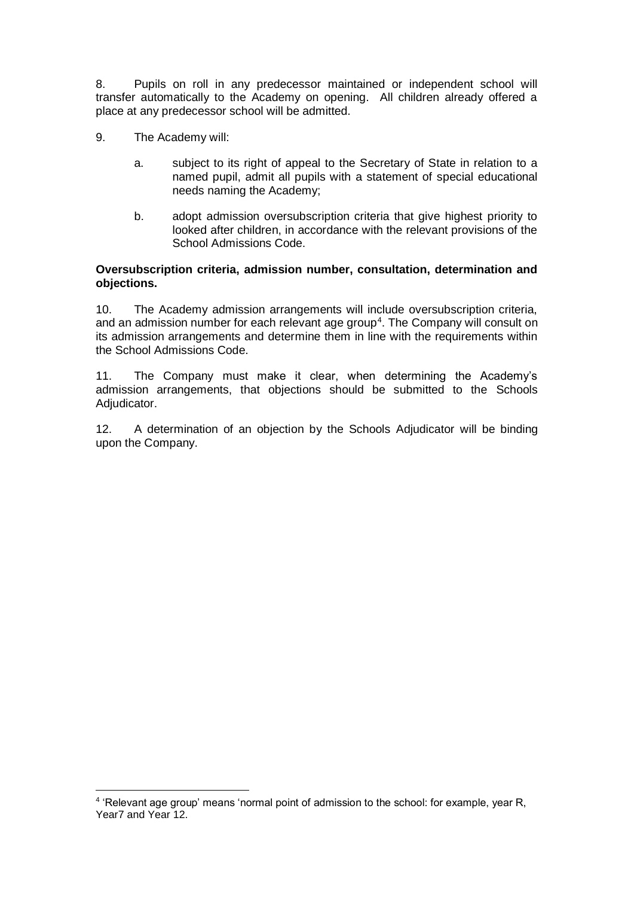8. Pupils on roll in any predecessor maintained or independent school will transfer automatically to the Academy on opening. All children already offered a place at any predecessor school will be admitted.

9. The Academy will:

   a. subject to its right of appeal to the Secretary of State in relation to a named pupil, admit all pupils with a statement of special educational needs naming the Academy;

   b. adopt admission oversubscription criteria that give highest priority to looked after children, in accordance with the relevant provisions of the School Admissions Code.

**Oversubscription criteria, admission number, consultation, determination and objections.**

10. The Academy admission arrangements will include oversubscription criteria, and an admission number for each relevant age group[4]. The Company will consult on its admission arrangements and determine them in line with the requirements within the School Admissions Code.

11. The Company must make it clear, when determining the Academy's admission arrangements, that objections should be submitted to the Schools Adjudicator.

12. A determination of an objection by the Schools Adjudicator will be binding upon the Company.

[4] 'Relevant age group' means 'normal point of admission to the school: for example, year R, Year7 and Year 12.